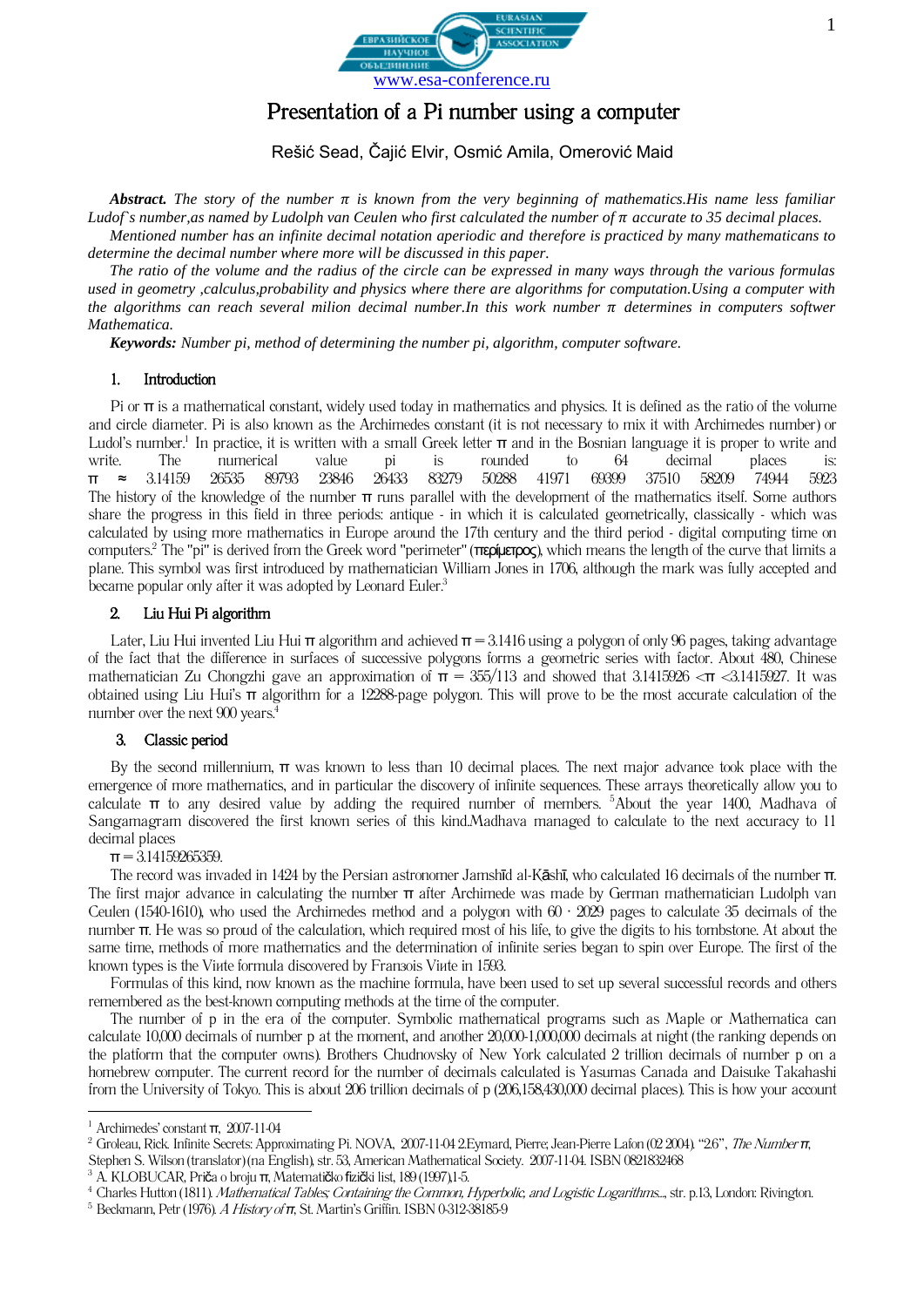www.esa-conference.ru

# Presentation of a Pi number using a computer

Rešić Sead, Čajić Elvir, Osmić Amila, Omerović Maid

***Abstract.*** *The story of the number π is known from the very beginning of mathematics.His name less familiar Ludof`s number,as named by Ludolph van Ceulen who first calculated the number of π accurate to 35 decimal places.*

*Mentioned number has an infinite decimal notation aperiodic and therefore is practiced by many mathematicans to determine the decimal number where more will be discussed in this paper.*

*The ratio of the volume and the radius of the circle can be expressed in many ways through the various formulas used in geometry ,calculus,probability and physics where there are algorithms for computation.Using a computer with the algorithms can reach several milion decimal number.In this work number π determines in computers softwer Mathematica.*

***Keywords:*** *Number pi, method of determining the number pi, algorithm, computer software.*

## 1. Introduction

Pi or π is a mathematical constant, widely used today in mathematics and physics. It is defined as the ratio of the volume and circle diameter. Pi is also known as the Archimedes constant (it is not necessary to mix it with Archimedes number) or Ludol's number.[1] In practice, it is written with a small Greek letter π and in the Bosnian language it is proper to write and write. The numerical value pi is rounded to 64 decimal places is: π ≈ 3.14159 26535 89793 23846 26433 83279 50288 41971 69399 37510 58209 74944 5923 The history of the knowledge of the number π runs parallel with the development of the mathematics itself. Some authors share the progress in this field in three periods: antique - in which it is calculated geometrically, classically - which was calculated by using more mathematics in Europe around the 17th century and the third period - digital computing time on computers.[2] The "pi" is derived from the Greek word "perimeter" (περίμετρος), which means the length of the curve that limits a plane. This symbol was first introduced by mathematician William Jones in 1706, although the mark was fully accepted and became popular only after it was adopted by Leonard Euler.[3]

## 2. Liu Hui Pi algorithm

Later, Liu Hui invented Liu Hui π algorithm and achieved π = 3.1416 using a polygon of only 96 pages, taking advantage of the fact that the difference in surfaces of successive polygons forms a geometric series with factor. About 480, Chinese mathematician Zu Chongzhi gave an approximation of π = 355/113 and showed that 3.1415926 <π <3.1415927. It was obtained using Liu Hui's π algorithm for a 12288-page polygon. This will prove to be the most accurate calculation of the number over the next 900 years.[4]

## 3. Classic period

By the second millennium, π was known to less than 10 decimal places. The next major advance took place with the emergence of more mathematics, and in particular the discovery of infinite sequences. These arrays theoretically allow you to calculate π to any desired value by adding the required number of members. [5]About the year 1400, Madhava of Sangamagram discovered the first known series of this kind.Madhava managed to calculate to the next accuracy to 11 decimal places

π = 3.14159265359.

The record was invaded in 1424 by the Persian astronomer Jamshīd al-Kāshī, who calculated 16 decimals of the number π. The first major advance in calculating the number π after Archimede was made by German mathematician Ludolph van Ceulen (1540-1610), who used the Archimedes method and a polygon with 60 · 2029 pages to calculate 35 decimals of the number π. He was so proud of the calculation, which required most of his life, to give the digits to his tombstone. At about the same time, methods of more mathematics and the determination of infinite series began to spin over Europe. The first of the known types is the Viиte formula discovered by Franзois Viиte in 1593.

Formulas of this kind, now known as the machine formula, have been used to set up several successful records and others remembered as the best-known computing methods at the time of the computer.

The number of p in the era of the computer. Symbolic mathematical programs such as Maple or Mathematica can calculate 10,000 decimals of number p at the moment, and another 20,000-1,000,000 decimals at night (the ranking depends on the platform that the computer owns). Brothers Chudnovsky of New York calculated 2 trillion decimals of number p on a homebrew computer. The current record for the number of decimals calculated is Yasumas Canada and Daisuke Takahashi from the University of Tokyo. This is about 206 trillion decimals of p (206,158,430,000 decimal places). This is how your account

---

[1] Archimedes' constant π, 2007-11-04

[2] Groleau, Rick. Infinite Secrets: Approximating Pi. NOVA, 2007-11-04 2.Eymard, Pierre; Jean-Pierre Lafon (02 2004). "2.6", *The Number π*, Stephen S. Wilson (translator) (na English), str. 53, American Mathematical Society. 2007-11-04. ISBN 0821832468

[3] A. KLOBUCAR, Priča o broju π, Matematičko fizički list, 189 (1997),1-5.

[4] Charles Hutton (1811). *Mathematical Tables; Containing the Common, Hyperbolic, and Logistic Logarithms...*, str. p.13, London: Rivington.

[5] Beckmann, Petr (1976). *A History of π*, St. Martin's Griffin. ISBN 0-312-38185-9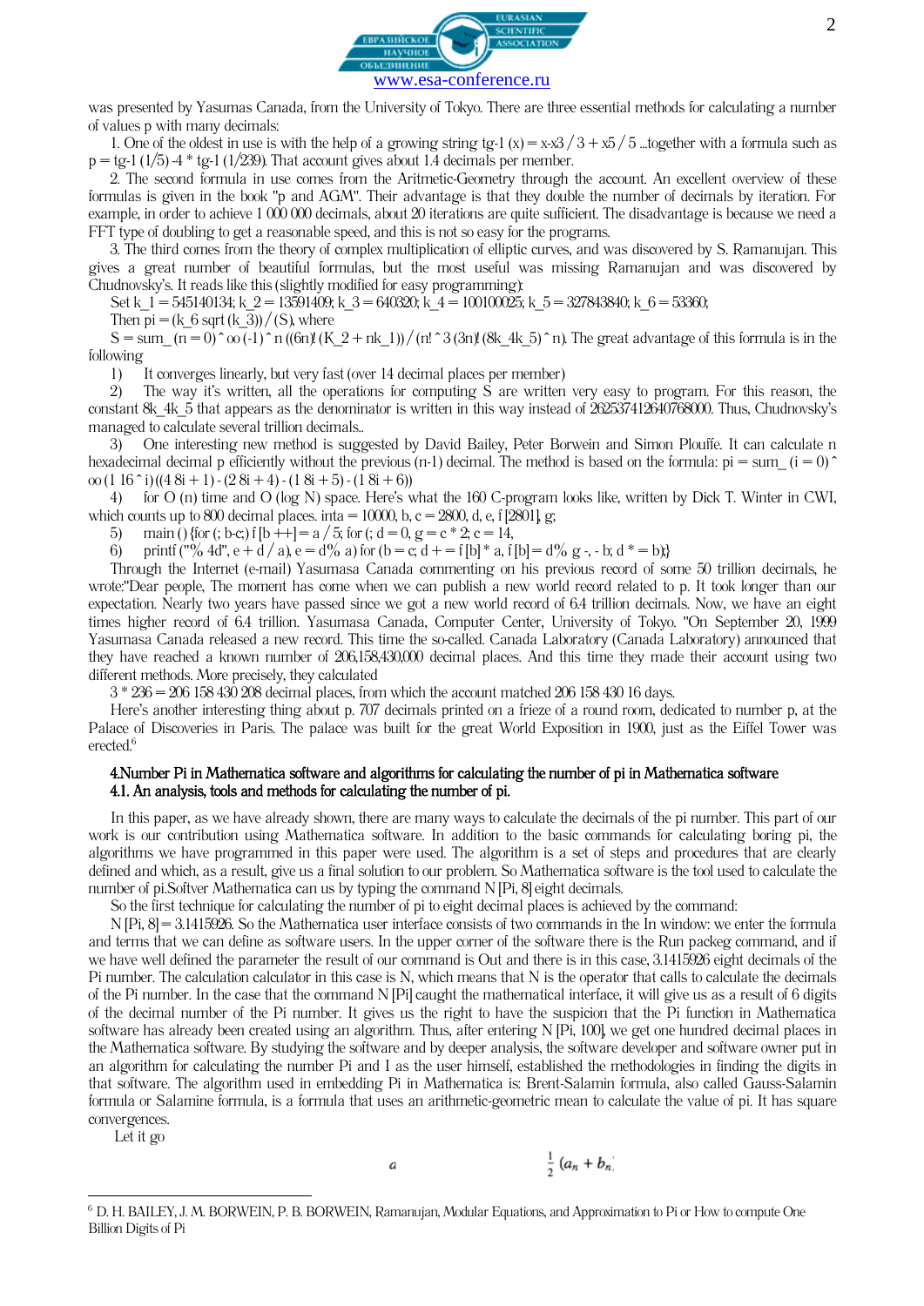was presented by Yasumas Canada, from the University of Tokyo. There are three essential methods for calculating a number of values p with many decimals:

1. One of the oldest in use is with the help of a growing string tg-1 (x) = x-x3 / 3 + x5 / 5 ...together with a formula such as p = tg-1 (1/5) -4 * tg-1 (1/239). That account gives about 1.4 decimals per member.

2. The second formula in use comes from the Aritmetic-Geometry through the account. An excellent overview of these formulas is given in the book "p and AGM". Their advantage is that they double the number of decimals by iteration. For example, in order to achieve 1 000 000 decimals, about 20 iterations are quite sufficient. The disadvantage is because we need a FFT type of doubling to get a reasonable speed, and this is not so easy for the programs.

3. The third comes from the theory of complex multiplication of elliptic curves, and was discovered by S. Ramanujan. This gives a great number of beautiful formulas, but the most useful was missing Ramanujan and was discovered by Chudnovsky's. It reads like this (slightly modified for easy programming):

Set k_1 = 545140134; k_2 = 13591409; k_3 = 640320; k_4 = 100100025; k_5 = 327843840; k_6 = 53360;

Then pi = (k_6 sqrt (k_3)) / (S), where

S = sum_ (n = 0) ^ oo (-1) ^ n ((6n)! (K_2 + nk_1)) / (n! ^ 3 (3n)! (8k_4k_5) ^ n). The great advantage of this formula is in the following

1) It converges linearly, but very fast (over 14 decimal places per member)

2) The way it's written, all the operations for computing S are written very easy to program. For this reason, the constant 8k_4k_5 that appears as the denominator is written in this way instead of 262537412640768000. Thus, Chudnovsky's managed to calculate several trillion decimals..

3) One interesting new method is suggested by David Bailey, Peter Borwein and Simon Plouffe. It can calculate n hexadecimal decimal p efficiently without the previous (n-1) decimal. The method is based on the formula: pi = sum_ (i = 0) ^ oo (1 16 ^ i) ((4 8i + 1) - (2 8i + 4) - (1 8i + 5) - (1 8i + 6))

4) for O (n) time and O (log N) space. Here's what the 160 C-program looks like, written by Dick T. Winter in CWI, which counts up to 800 decimal places. inta = 10000, b, c = 2800, d, e, f [2801], g;

5) main () {for (; b-c;) f [b ++] = a / 5; for (; d = 0, g = c * 2; c = 14,

6) printf ("% 4d", e + d / a), e = d% a) for (b = c; d + = f [b] * a, f [b] = d% g -, - b; d * = b);}

Through the Internet (e-mail) Yasumasa Canada commenting on his previous record of some 50 trillion decimals, he wrote:"Dear people, The moment has come when we can publish a new world record related to p. It took longer than our expectation. Nearly two years have passed since we got a new world record of 6.4 trillion decimals. Now, we have an eight times higher record of 6.4 trillion. Yasumasa Canada, Computer Center, University of Tokyo. "On September 20, 1999 Yasumasa Canada released a new record. This time the so-called. Canada Laboratory (Canada Laboratory) announced that they have reached a known number of 206,158,430,000 decimal places. And this time they made their account using two different methods. More precisely, they calculated

3 * 236 = 206 158 430 208 decimal places, from which the account matched 206 158 430 16 days.

Here's another interesting thing about p. 707 decimals printed on a frieze of a round room, dedicated to number p, at the Palace of Discoveries in Paris. The palace was built for the great World Exposition in 1900, just as the Eiffel Tower was erected.[6]

## 4.Number Pi in Mathematica software and algorithms for calculating the number of pi in Mathematica software

### 4.1. An analysis, tools and methods for calculating the number of pi.

In this paper, as we have already shown, there are many ways to calculate the decimals of the pi number. This part of our work is our contribution using Mathematica software. In addition to the basic commands for calculating boring pi, the algorithms we have programmed in this paper were used. The algorithm is a set of steps and procedures that are clearly defined and which, as a result, give us a final solution to our problem. So Mathematica software is the tool used to calculate the number of pi.Softver Mathematica can us by typing the command N [Pi, 8] eight decimals.

So the first technique for calculating the number of pi to eight decimal places is achieved by the command:

N [Pi, 8] = 3.1415926. So the Mathematica user interface consists of two commands in the In window: we enter the formula and terms that we can define as software users. In the upper corner of the software there is the Run packeg command, and if we have well defined the parameter the result of our command is Out and there is in this case, 3.1415926 eight decimals of the Pi number. The calculation calculator in this case is N, which means that N is the operator that calls to calculate the decimals of the Pi number. In the case that the command N [Pi] caught the mathematical interface, it will give us as a result of 6 digits of the decimal number of the Pi number. It gives us the right to have the suspicion that the Pi function in Mathematica software has already been created using an algorithm. Thus, after entering N [Pi, 100], we get one hundred decimal places in the Mathematica software. By studying the software and by deeper analysis, the software developer and software owner put in an algorithm for calculating the number Pi and I as the user himself, established the methodologies in finding the digits in that software. The algorithm used in embedding Pi in Mathematica is: Brent-Salamin formula, also called Gauss-Salamin formula or Salamine formula, is a formula that uses an arithmetic-geometric mean to calculate the value of pi. It has square convergences.

Let it go

$$a \qquad \frac{1}{2}(a_n + b_n$$

[6] D. H. BAILEY, J. M. BORWEIN, P. B. BORWEIN, Ramanujan, Modular Equations, and Approximation to Pi or How to compute One Billion Digits of Pi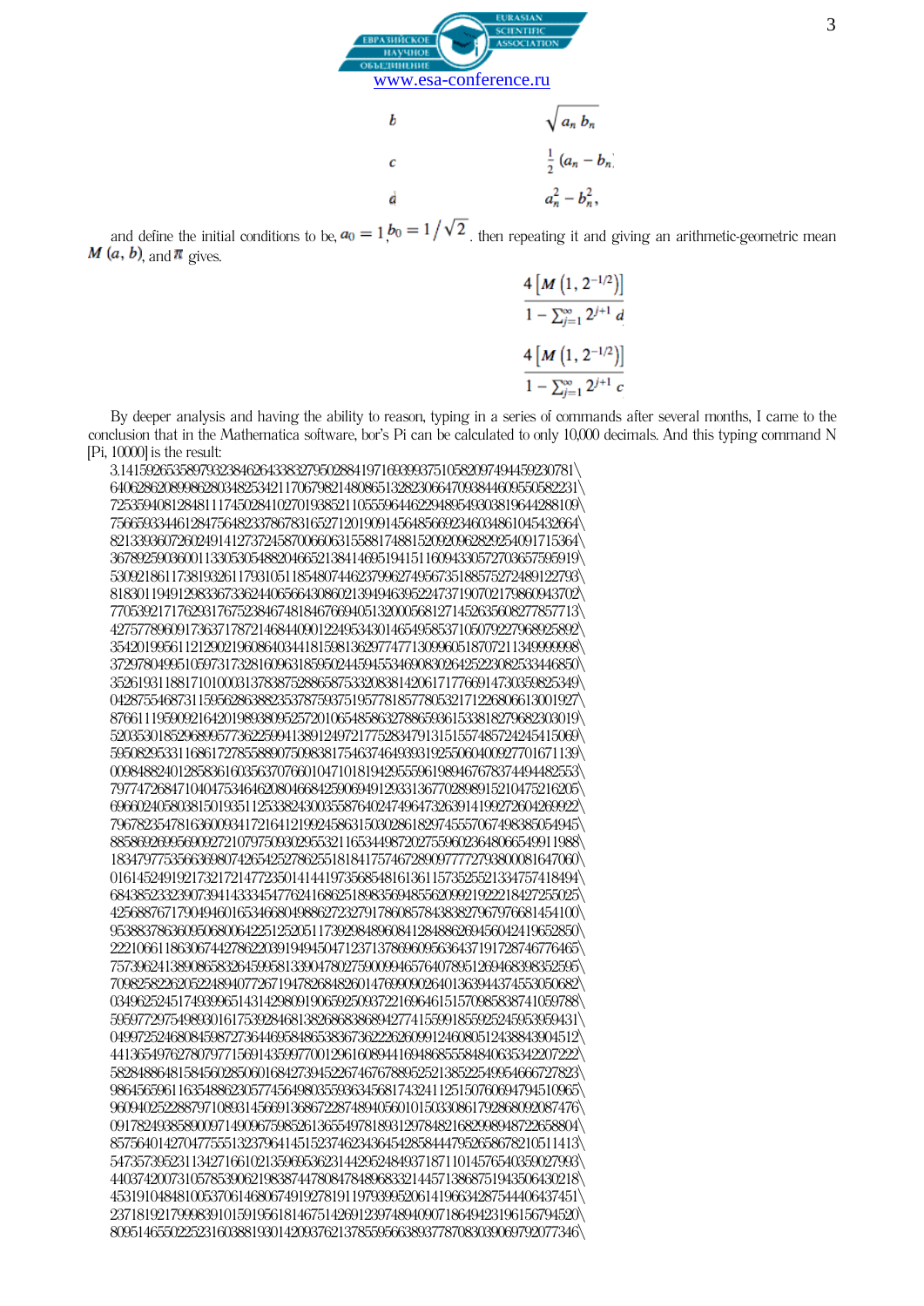| | |
|---|---|
| $b$ | $\sqrt{a_n b_n}$ |
| $c$ | $\frac{1}{2}(a_n - b_n)$ |
| $d$ | $a_n^2 - b_n^2$, |

and define the initial conditions to be, $a_0 = 1$, $b_0 = 1/\sqrt{2}$. then repeating it and giving an arithmetic-geometric mean $M(a, b)$, and $\pi$ gives.

$$\frac{4\left[M\left(1, 2^{-1/2}\right)\right]}{1 - \sum_{j=1}^{\infty} 2^{j+1} d}$$

$$\frac{4\left[M\left(1, 2^{-1/2}\right)\right]}{1 - \sum_{j=1}^{\infty} 2^{j+1} c}$$

By deeper analysis and having the ability to reason, typing in a series of commands after several months, I came to the conclusion that in the Mathematica software, bor's Pi can be calculated to only 10,000 decimals. And this typing command N [Pi, 10000] is the result:

```
3.14159265358979323846264338327950288419716939937510582097494459230781\
6406286208998628034825342117067982148086513282306647093844609550582231\
7253594081284811174502841027019385211055596446229489549303819644288109\
7566593344612847564823378678316527120190914564856692346034861045432664\
8213393607260249141273724587006606315588174881520920962829254091715364\
3678925903600113305305488204665213841469519415116094330572703657595919\
5309218611738193261179310511854807446237996274956735188575272489122793\
8183011949129833673362440656643086021394946395224737190702179860943702\
7705392171762931767523846748184676694051320005681271452635608277857713\
4275778960917363717872146844090122495343014654958537105079227968925892\
3542019956112129021960864034418159813629774771309960518707211349999998\
3729780499510597317328160963185950244594553469083026425223082533446850\
3526193118817101000313783875288658753320838142061717766914730359825349\
0428755468731159562863882353787593751957781857780532171226806613001927\
8766111959092164201989380952572010654858632788659361533818279682303019\
5203530185296899577362259941389124972177528347913151557485724245415069\
5950829533116861727855889075098381754637464939319255060400927701671139\
0098488240128583616035637076601047101819429555961989467678374494482553\
7977472684710404753464620804668425906949129331367702898915210475216205\
6966024058038150193511253382430035587640247496473263914199272604269922\
7967823547816360093417216412199245863150302861829745557067498385054945\
8858692699569092721079750930295532116534498720275596023648066549911988\
1834797753566369807426542527862551818417574672890977772793800081647060\
0161452491921732172147723501414419735685481613611573525521334757418494\
6843852332390739414333454776241686251898356948556209921922218427255025\
4256887671790494601653466804988627232791786085784383827967976681454100\
9538837863609506800642251252051173929848960841284886269456042419652850\
2221066118630674427862203919494504712371378696095636437191728746776465\
7573962413890865832645995813390478027590099465764078951269468398352595\
7098258226205224894077267194782684826014769909026401363944374553050682\
0349625245174939965143142980919065925093722169646151570985838741059788\
5959772975498930161753928468138268683868942774155991855925245953959431\
0499725246808459872736446958486538367362226260991246080512438843904512\
4413654976278079771569143599770012961608944169486855584840635342207222\
5828488648158456028506016842739452267467678895252138522549954666727823\
9864565961163548862305774564980355936345681743241125150760694794510965\
9609402522887971089314566913686722874894056010150330861792868092087476\
0917824938589009714909675985261365549781893129784821682998948722658804\
8575640142704775551323796414515237462343645428584447952658678210511413\
5473573952311342716610213596953623144295248493718711014576540359027993\
4403742007310578539062198387447808478489683321445713868751943506430218\
4531910484810053706146806749192781911979399520614196634287544406437451\
2371819217999839101591956181467514269123974894090718649423196156794520\
8095146550225231603881930142093762137855956638937787083039069792077346\
```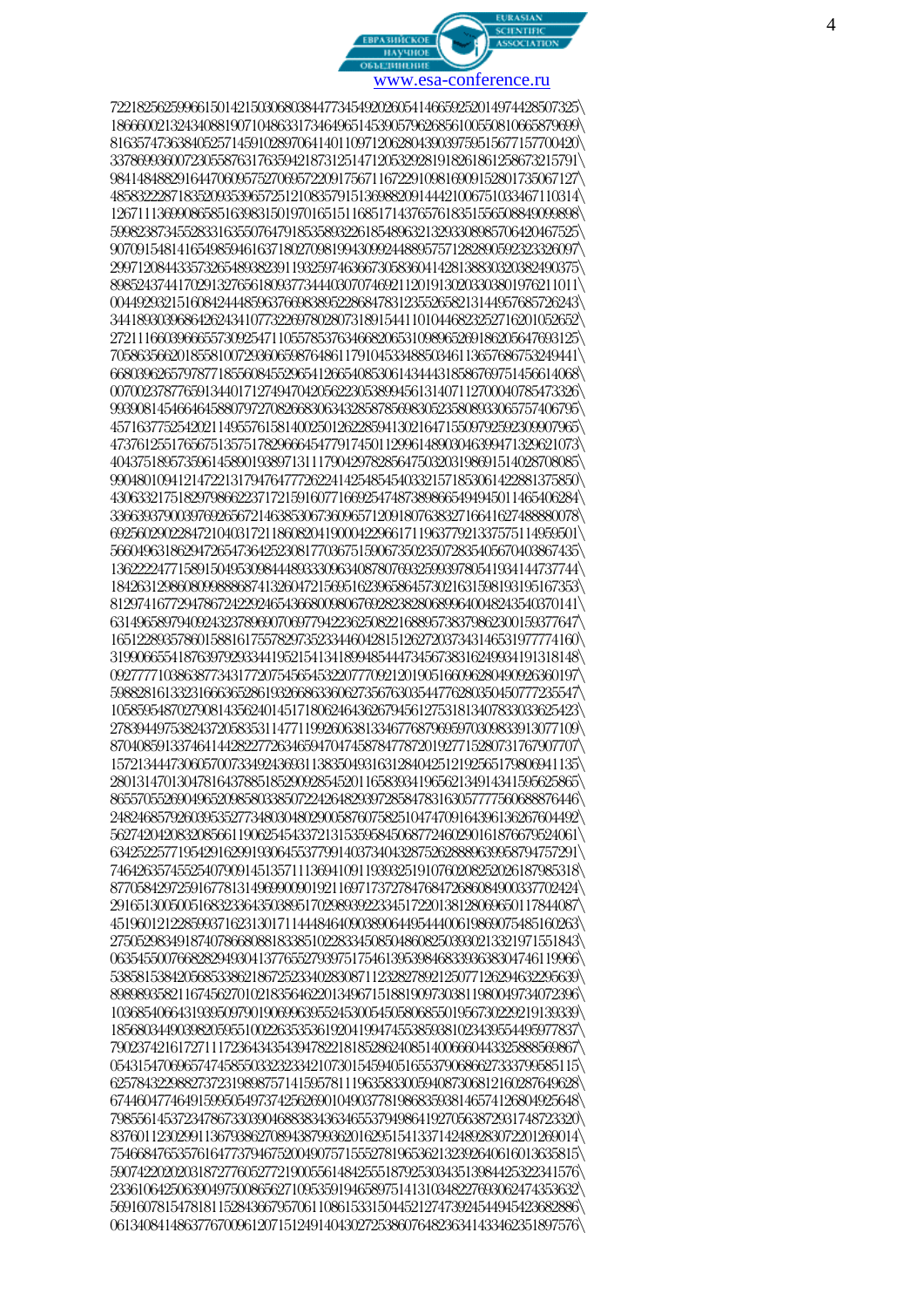72218256259966150142150306803844773454920260541466592520149744285073257\
1866600213243408819071048633173464965145390579626856100550810665879699\
8163574736384052571459102897064140110971206280439039759515677157700420\
3378699360072305587631763594218731251471205329281918261861258673215791\
9841484882916447060957527069572209175671167229109816909152801735067127\
4858322287183520935396572512108357915136988209144421006751033467110314\
1267111369908658516398315019701651511685171437657618351556508849099898\
5998238734552833163550764791853589322618548963213293308985706420467525\
9070915481416549859461637180270981994309924488957571282890592323326097\
2997120844335732654893823911932597463667305836041428138830320382490375\
8985243744170291327656180937734440307074692112019130203308019762110111\
0044929321516084244485963766983895228684783123552658213144957685726243\
3441893039686426243410773226978028073189154411010446823252716201052652\
2721116603966655730925471105578537634668206531098965269186205647693125\
7058635662018558100729360659876486117910453348850346113657686753249441\
6680396265797877185560845529654126654085306143444318586769751456614068\
0070023787765913440171274947042056223053899456131407112700040785473326\
9939081454664645880797270826683063432858785698305235808933065757406795\
4571637752542021149557615814002501262285941302164715509792592309907965\
4737612551765675135751782966645477917450112996148903046399471329621073\
4043751895735961458901938971311179042978285647503203198691514028708085\
9904801094121472213179476477726224142548545403321571853061422881375850\
4306332175182979866223717215916077166925474873898665494945011465406284\
3366393790039769265672146385306736096571209180763832716641627488880078\
6925602902284721040317211860820419000422966171196377921337575114959501\
5660496318629472654736425230817703675159067350235072835405670403867435\
1362222477158915049530984489333096340878076932599397805419341447377443\
1842631298608099888687413260472156951623965864573021631598193195167353\
8129741677294786724229246543668009806769282382806899640048243540370141\
6314965897940924323789690706977942236250822168895738379862300159377647\
1651228935786015881617557829735233446042815126272037343146531977774160\
3199066554187639792933441952154134189948544473456738316249934191318148\
0927777103863877343177207545654532207770921201905166096280490926360197\
5988281613323166636528619326686306627356763035447762803504507772355477\
1058595487027908143562401451718062464362679456127531813407833033625423\
2783944975382437205835311477119926063813346776879695970309833913077109\
8704085913374641442822772634659470474587847787201927715280731767907707\
1572134447306057007334924369311383504931631284042512192565179806941135\
2801314701304781643788518529092854520116583934196562134914341595625865\
8655705526904965209858033850722426482939728584783163057777560688876446\
2482468579260395352773480304802900587607582510474709164396136267604492\
5627420420832085661190625454337213153595845068772460290161876679524061\
6342522577195429162991930645537799140373404328752628889639958794757291\
7464263574552540790914513571113694109119393251910760208252026187985318\
8770584297259167781314969900901921169717372784768472686084900337702424\
2916513005005168323364350389517029893922334517220138128069650117844087\
4519601212285993716231301711444846409038906449544400619869075485160263\
2750529834918740786680881833851022833450850486082503930213321971551843\
0635455007668282949304137765527939751754613953984683393638304746119966\
5385815384205685338621867252334028308711232827892125077126294632295639\
8989893582116745627010218356462201349671518819097303811980049734072396\
1036854066431939509790190699639552453005450580685501956730229219139339\
1856803449039820595510022635353619204199474553859381023439554495977837\
7902374216172711172364343543947822181852862408514006660443325888569867\
0543154706965747458550332323342107301545940516553790686627333799585115\
6257843229882737231989875714159578111963583300594087306812160287649628\
6744604774649159950549737425626901049037781986835938146574126804925648\
7985561453723478673303904688383436346553794986419270563872931748723320\
8376011230299113679386270894387993620162951541337142489283072201269014\
7546684765357616477379467520049075715552781965362132392640616013635815\
5907422020203187277605277219005561484255518792530343513984425322341576\
2336106425063904975008656271095359194658975141310348227693062474353632\
5691607815478181152843667957061108615331504452127473924544945423682886\
0613408414863776700961207151249140430272538607648236341433462351897576\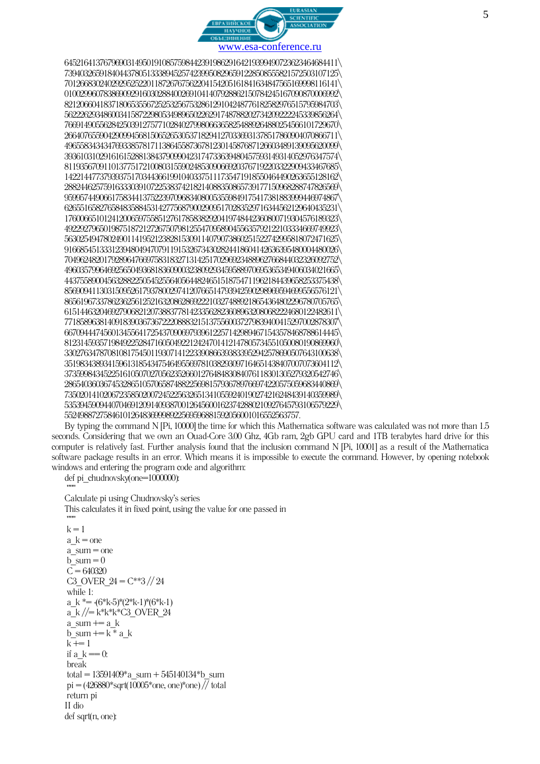6452164137679690314950191085759844239198629164219399490723623464684411\
7394032659184044378051333894525742399508296591228508555821572503107125\
7012668302402929525220118726767562204154205161841634847565169998116141\
0100299607838690929160302884002691041407928862150784245167090870006992\
8212066041837180653556725253256753286129104248776182582976515795984703\
5622262934860034158722980534989650226291748788202734209222245339856264\
7669149055628425039127577102840279980663658254889264880254566101729670\
2664076559042909945681506526530537182941270336931378517860904070866711\
4965583434347693385781711386455873678123014587687126603489139095620099\
3936103102916161528813843790990423174733639480457593149314052976347574\
8119356709110137751721008031559024853090669203767192203322909433467685\
1422144773793937517034436619910403375111735471918550464490263655128162\
2882462575916333039107225383742182140883508657391771509682887478265691\
9599574490661758344137522397096834080053559849175417381883999446974867\
6265516582765848358845314277568790029095170283529716344562129640435231\
1760066510124120065975585127617858382920419748442360800719304576189323\
4922927965019875187212726750798125547095890455635792122103334669749923\
5630254947802490114195212382815309114079073860251522742995818072471625\
9166854513331239480494707911915326734302824418604142636395480004480026\
7049624820179289647669758318327131425170296923488962766844032326092752\
4960357996469256504936818360900323809293459588970695365349406034021665\
4437558900456328822505452556405644824651518754711962184439658253375438\
8569094113031509526179378002974120766514793942590298969594699556576121\
8656196733786236256125216320862869222103274889218654364802296780705765\
6151446320469279068212073883778142335628236089632080682224680122482611\
7718589638140918390367367222088832151375560037279839400415297002878307\
6670944474560134556417254370906979396122571429894671543578468788614445\
8123145935719849225847160504922124247014121478057345510500801908069960\
3302763478708108175450119307141223390866393833952942578690507643100638\
3519834389341596131854347546495569781038293097164651438407007073604112\
3735998434522516105070270562352660127648483084076118301305279320542746\
2865403603674532865105706587488225698157936789766974220575059683440869\
7350201410206723585020072452256326513410559240190274216248439140359989\
5353945909440704691209140938700126456001623742880210927645793106579229\
5524988727584610126483699892256959688159205600101655256375 7.
By typing the command N [Pi, 10000] the time for which this Mathematica software was calculated was not more than 1.5 seconds. Considering that we own an Ouad-Core 3.00 Ghz, 4Gb ram, 2gb GPU card and 1TB terabytes hard drive for this computer is relatively fast. Further analysis found that the inclusion command N [Pi, 10001] as a result of the Mathematica software package results in an error. Which means it is impossible to execute the command. However, by opening notebook windows and entering the program code and algorithm:

```
def pi_chudnovsky(one=1000000):
"""
Calculate pi using Chudnovsky's series
This calculates it in fixed point, using the value for one passed in
"""
k = 1
a_k = one
a_sum = one
b_sum = 0
C = 640320
C3_OVER_24 = C**3 // 24
while 1:
a_k *= -(6*k-5)*(2*k-1)*(6*k-1)
a_k //= k*k*k*C3_OVER_24
a_sum += a_k
b_sum += k * a_k
k += 1
if a_k == 0:
break
total = 13591409*a_sum + 545140134*b_sum
pi = (426880*sqrt(10005*one, one)*one) // total
return pi
II dio
def sqrt(n, one):
```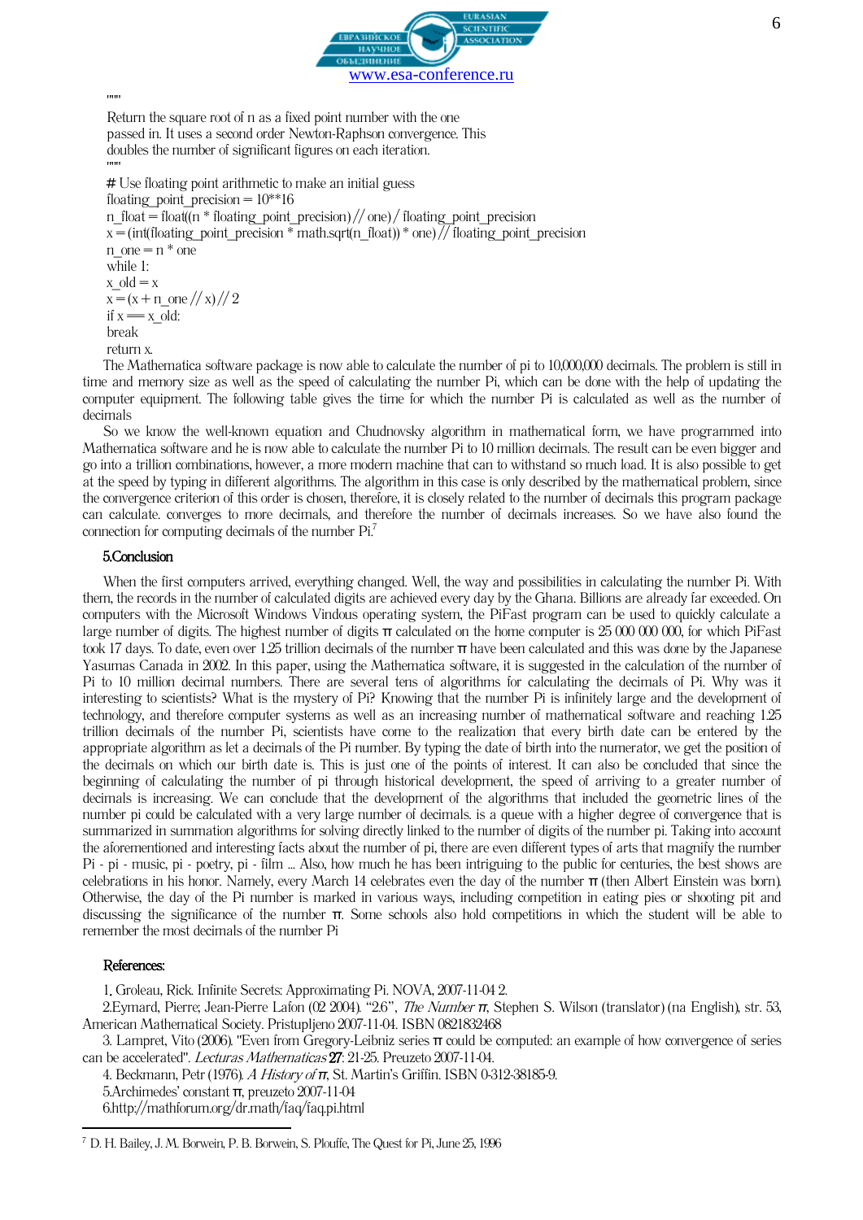```
"""
Return the square root of n as a fixed point number with the one
passed in. It uses a second order Newton-Raphson convergence. This
doubles the number of significant figures on each iteration.
"""
# Use floating point arithmetic to make an initial guess
floating_point_precision = 10**16
n_float = float((n * floating_point_precision) // one) / floating_point_precision
x = (int(floating_point_precision * math.sqrt(n_float)) * one) // floating_point_precision
n_one = n * one
while 1:
x_old = x
x = (x + n_one // x) // 2
if x == x_old:
break
return x.
```

The Mathematica software package is now able to calculate the number of pi to 10,000,000 decimals. The problem is still in time and memory size as well as the speed of calculating the number Pi, which can be done with the help of updating the computer equipment. The following table gives the time for which the number Pi is calculated as well as the number of decimals

So we know the well-known equation and Chudnovsky algorithm in mathematical form, we have programmed into Mathematica software and he is now able to calculate the number Pi to 10 million decimals. The result can be even bigger and go into a trillion combinations, however, a more modern machine that can to withstand so much load. It is also possible to get at the speed by typing in different algorithms. The algorithm in this case is only described by the mathematical problem, since the convergence criterion of this order is chosen, therefore, it is closely related to the number of decimals this program package can calculate. converges to more decimals, and therefore the number of decimals increases. So we have also found the connection for computing decimals of the number Pi.[7]

## 5.Conclusion

When the first computers arrived, everything changed. Well, the way and possibilities in calculating the number Pi. With them, the records in the number of calculated digits are achieved every day by the Ghana. Billions are already far exceeded. On computers with the Microsoft Windows Vindous operating system, the PiFast program can be used to quickly calculate a large number of digits. The highest number of digits π calculated on the home computer is 25 000 000 000, for which PiFast took 17 days. To date, even over 1.25 trillion decimals of the number π have been calculated and this was done by the Japanese Yasumas Canada in 2002. In this paper, using the Mathematica software, it is suggested in the calculation of the number of Pi to 10 million decimal numbers. There are several tens of algorithms for calculating the decimals of Pi. Why was it interesting to scientists? What is the mystery of Pi? Knowing that the number Pi is infinitely large and the development of technology, and therefore computer systems as well as an increasing number of mathematical software and reaching 1.25 trillion decimals of the number Pi, scientists have come to the realization that every birth date can be entered by the appropriate algorithm as let a decimals of the Pi number. By typing the date of birth into the numerator, we get the position of the decimals on which our birth date is. This is just one of the points of interest. It can also be concluded that since the beginning of calculating the number of pi through historical development, the speed of arriving to a greater number of decimals is increasing. We can conclude that the development of the algorithms that included the geometric lines of the number pi could be calculated with a very large number of decimals. is a queue with a higher degree of convergence that is summarized in summation algorithms for solving directly linked to the number of digits of the number pi. Taking into account the aforementioned and interesting facts about the number of pi, there are even different types of arts that magnify the number Pi - pi - music, pi - poetry, pi - film ... Also, how much he has been intriguing to the public for centuries, the best shows are celebrations in his honor. Namely, every March 14 celebrates even the day of the number π (then Albert Einstein was born). Otherwise, the day of the Pi number is marked in various ways, including competition in eating pies or shooting pit and discussing the significance of the number π. Some schools also hold competitions in which the student will be able to remember the most decimals of the number Pi

## References:

1. Groleau, Rick. Infinite Secrets: Approximating Pi. NOVA, 2007-11-04 2.
2. Eymard, Pierre; Jean-Pierre Lafon (02 2004). "2.6", *The Number π*, Stephen S. Wilson (translator) (na English), str. 53, American Mathematical Society. Pristupljeno 2007-11-04. ISBN 0821832468
3. Lampret, Vito (2006). "Even from Gregory-Leibniz series π could be computed: an example of how convergence of series can be accelerated". *Lecturas Mathematicas* **27**: 21-25. Preuzeto 2007-11-04.
4. Beckmann, Petr (1976). *A History of π*, St. Martin's Griffin. ISBN 0-312-38185-9.
5. Archimedes' constant π, preuzeto 2007-11-04
6. http://mathforum.org/dr.math/faq/faq.pi.html

---

[7] D. H. Bailey, J. M. Borwein, P. B. Borwein, S. Plouffe, The Quest for Pi, June 25, 1996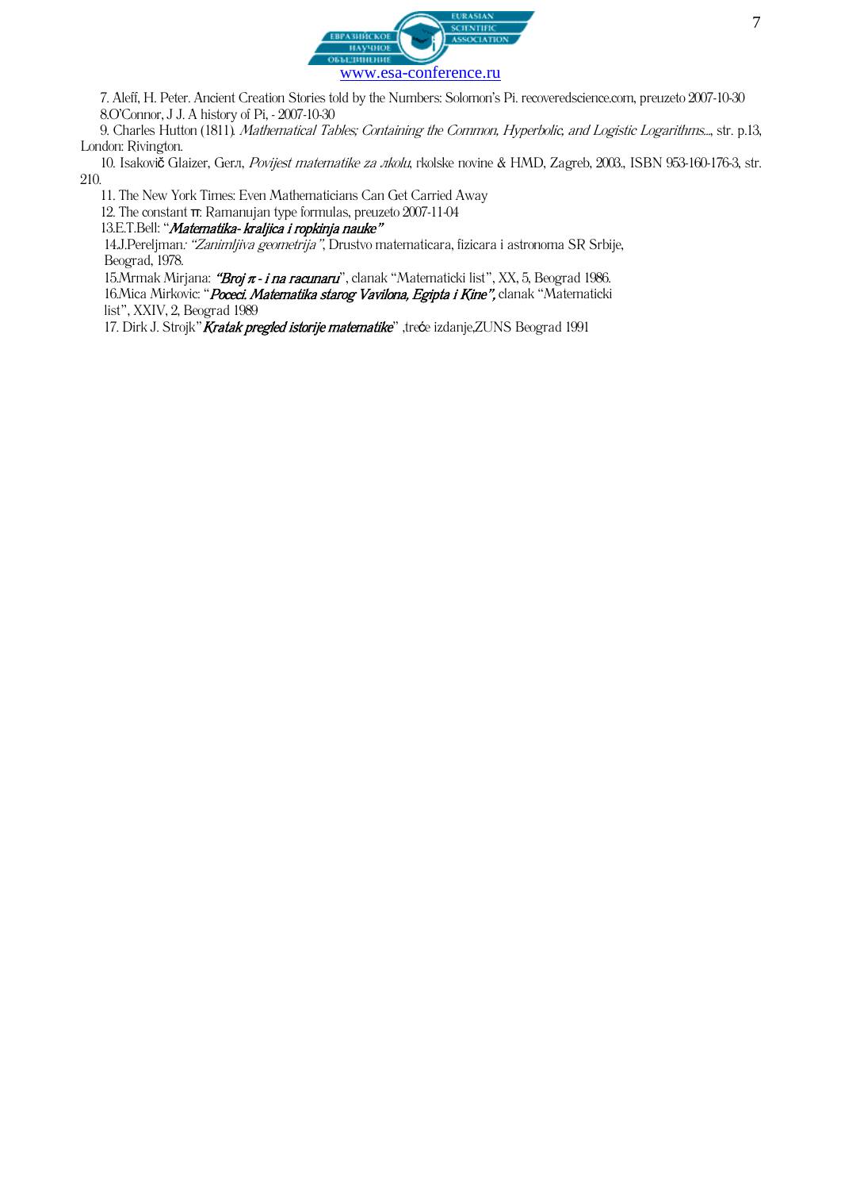7. Aleff, H. Peter. Ancient Creation Stories told by the Numbers: Solomon's Pi. recoveredscience.com, preuzeto 2007-10-30

8.O'Connor, J J. A history of Pi, - 2007-10-30

9. Charles Hutton (1811). *Mathematical Tables; Containing the Common, Hyperbolic, and Logistic Logarithms...*, str. p.13, London: Rivington.

10. Isakovič Glaizer, Gerл, *Povijest matematike za лkolu*, rkolske novine & HMD, Zagreb, 2003., ISBN 953-160-176-3, str. 210.

11. The New York Times: Even Mathematicians Can Get Carried Away

12. The constant π: Ramanujan type formulas, preuzeto 2007-11-04

13.E.T.Bell: "***Matematika- kraljica i ropkinja nauke"***

14.J.Pereljman*: "Zanimljiva geometrija"*, Drustvo matematicara, fizicara i astronoma SR Srbije, Beograd, 1978.

15.Mrmak Mirjana: ***"Broj π - i na racunaru***", clanak "Matematicki list", XX, 5, Beograd 1986.

16.Mica Mirkovic: "***Poceci. Matematika starog Vavilona, Egipta i Kine",*** clanak "Matematicki list", XXIV, 2, Beograd 1989

17. Dirk J. Strojk"***Kratak pregled istorije matematike***" ,treće izdanje,ZUNS Beograd 1991